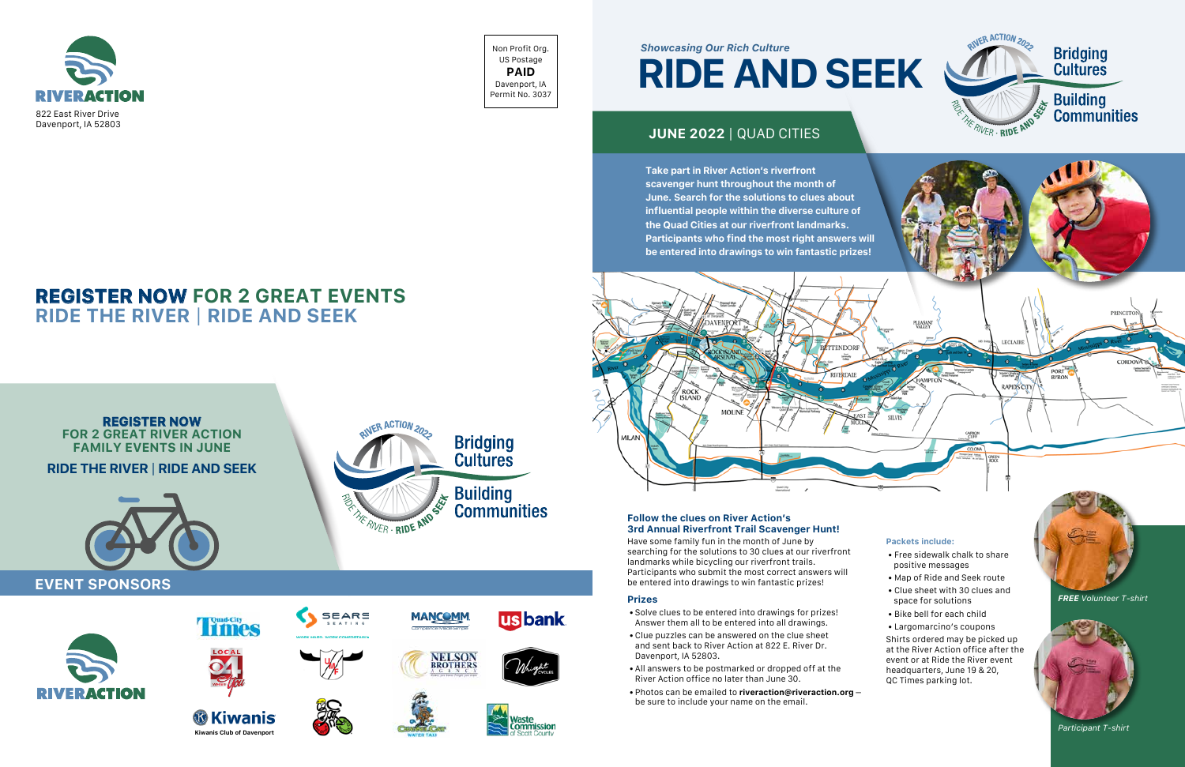RIVERACTION

822 East River Drive
Davenport, IA 52803

Non Profit Org.
US Postage
**PAID**
Davenport, IA
Permit No. 3037

## REGISTER NOW FOR 2 GREAT EVENTS
## RIDE THE RIVER | RIDE AND SEEK

**REGISTER NOW**
**FOR 2 GREAT RIVER ACTION FAMILY EVENTS IN JUNE**

**RIDE THE RIVER | RIDE AND SEEK**

RIVER ACTION 2022 — Bridging Cultures, Building Communities — RIDE THE RIVER · RIDE AND SEEK

### EVENT SPONSORS

RIVERACTION · Quad-City Times · Sears Seating · Mancomm · US Bank · Local 4 · Nelson Brothers Agency · Wright Cycles · Kiwanis (Kiwanis Club of Davenport) · Channel Cat Water Taxi · Waste Commission of Scott County

*Showcasing Our Rich Culture*

# RIDE AND SEEK

RIVER ACTION 2022 — Bridging Cultures, Building Communities — RIDE THE RIVER · RIDE AND SEEK

## JUNE 2022 | QUAD CITIES

**Take part in River Action's riverfront scavenger hunt throughout the month of June. Search for the solutions to clues about influential people within the diverse culture of the Quad Cities at our riverfront landmarks. Participants who find the most right answers will be entered into drawings to win fantastic prizes!**

### Follow the clues on River Action's 3rd Annual Riverfront Trail Scavenger Hunt!

Have some family fun in the month of June by searching for the solutions to 30 clues at our riverfront landmarks while bicycling our riverfront trails. Participants who submit the most correct answers will be entered into drawings to win fantastic prizes!

### Prizes

- Solve clues to be entered into drawings for prizes! Answer them all to be entered into all drawings.
- Clue puzzles can be answered on the clue sheet and sent back to River Action at 822 E. River Dr. Davenport, IA 52803.
- All answers to be postmarked or dropped off at the River Action office no later than June 30.
- Photos can be emailed to **riveraction@riveraction.org** – be sure to include your name on the email.

#### Packets include:

- Free sidewalk chalk to share positive messages
- Map of Ride and Seek route
- Clue sheet with 30 clues and space for solutions
- Bike bell for each child
- Largomarcino's coupons

Shirts ordered may be picked up at the River Action office after the event or at Ride the River event headquarters, June 19 & 20, QC Times parking lot.

***FREE** Volunteer T-shirt*

*Participant T-shirt*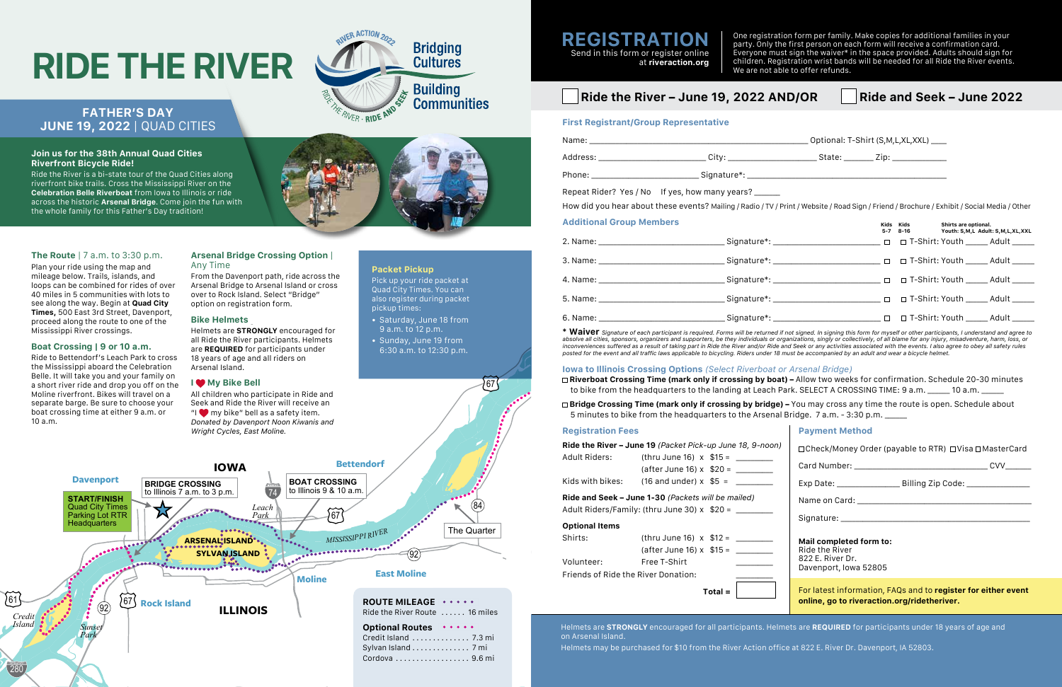# RIDE THE RIVER

RIVER ACTION 2022

RIDE THE RIVER • RIDE AND SEEK

**Bridging Cultures**
**Building Communities**

## FATHER'S DAY
## JUNE 19, 2022 | QUAD CITIES

**Join us for the 38th Annual Quad Cities Riverfront Bicycle Ride!**

Ride the River is a bi-state tour of the Quad Cities along riverfront bike trails. Cross the Mississippi River on the **Celebration Belle Riverboat** from Iowa to Illinois or ride across the historic **Arsenal Bridge**. Come join the fun with the whole family for this Father's Day tradition!

### The Route | 7 a.m. to 3:30 p.m.

Plan your ride using the map and mileage below. Trails, islands, and loops can be combined for rides of over 40 miles in 5 communities with lots to see along the way. Begin at **Quad City Times**, 500 East 3rd Street, Davenport, proceed along the route to one of the Mississippi River crossings.

### Boat Crossing | 9 or 10 a.m.

Ride to Bettendorf's Leach Park to cross the Mississippi aboard the Celebration Belle. It will take you and your family on a short river ride and drop you off on the Moline riverfront. Bikes will travel on a separate barge. Be sure to choose your boat crossing time at either 9 a.m. or 10 a.m.

### Arsenal Bridge Crossing Option | Any Time

From the Davenport path, ride across the Arsenal Bridge to Arsenal Island or cross over to Rock Island. Select "Bridge" option on registration form.

### Bike Helmets

Helmets are **STRONGLY** encouraged for all Ride the River participants. Helmets are **REQUIRED** for participants under 18 years of age and all riders on Arsenal Island.

### I ♥ My Bike Bell

All children who participate in Ride and Seek and Ride the River will receive an "I ♥ my bike" bell as a safety item. *Donated by Davenport Noon Kiwanis and Wright Cycles, East Moline.*

### Packet Pickup

Pick up your ride packet at Quad City Times. You can also register during packet pickup times:

- Saturday, June 18 from 9 a.m. to 12 p.m.
- Sunday, June 19 from 6:30 a.m. to 12:30 p.m.

IOWA
Davenport
Bettendorf
START/FINISH Quad City Times Parking Lot RTR Headquarters
BRIDGE CROSSING to Illinois 7 a.m. to 3 p.m.
BOAT CROSSING to Illinois 9 & 10 a.m.
Leach Park
ARSENAL ISLAND
SYLVAN ISLAND
MISSISSIPPI RIVER
The Quarter
Moline
East Moline
Credit Island
Sunset Park
Rock Island
ILLINOIS

### ROUTE MILEAGE

Ride the River Route ...... 16 miles

### Optional Routes

Credit Island .............. 7.3 mi
Sylvan Island .............. 7 mi
Cordova .................. 9.6 mi

## REGISTRATION

Send in this form or register online at **riveraction.org**

One registration form per family. Make copies for additional families in your party. Only the first person on each form will receive a confirmation card. Everyone must sign the waiver* in the space provided. Adults should sign for children. Registration wrist bands will be needed for all Ride the River events. We are not able to offer refunds.

☐ **Ride the River – June 19, 2022 AND/OR** ☐ **Ride and Seek – June 2022**

### First Registrant/Group Representative

Name: ____________________ Optional: T-Shirt (S,M,L,XL,XXL) ____

Address: ____________ City: ____________ State: ______ Zip: __________

Phone: ____________ Signature*: ____________________

Repeat Rider? Yes / No If yes, how many years? ______

How did you hear about these events? Mailing / Radio / TV / Print / Website / Road Sign / Friend / Brochure / Exhibit / Social Media / Other

### Additional Group Members

Kids 5-7 | Kids 8-16 | Shirts are optional. Youth: S,M,L Adult: S,M,L,XL,XXL

2. Name: ____________ Signature*: ____________ ☐ ☐ T-Shirt: Youth _____ Adult _____

3. Name: ____________ Signature*: ____________ ☐ ☐ T-Shirt: Youth _____ Adult _____

4. Name: ____________ Signature*: ____________ ☐ ☐ T-Shirt: Youth _____ Adult _____

5. Name: ____________ Signature*: ____________ ☐ ☐ T-Shirt: Youth _____ Adult _____

6. Name: ____________ Signature*: ____________ ☐ ☐ T-Shirt: Youth _____ Adult _____

**\* Waiver** *Signature of each participant is required. Forms will be returned if not signed. In signing this form for myself or other participants, I understand and agree to absolve all cities, sponsors, organizers and supporters, be they individuals or organizations, singly or collectively, of all blame for any injury, misadventure, harm, loss, or inconveniences suffered as a result of taking part in Ride the River and/or Ride and Seek or any activities associated with the events. I also agree to obey all safety rules posted for the event and all traffic laws applicable to bicycling. Riders under 18 must be accompanied by an adult and wear a bicycle helmet.*

### Iowa to Illinois Crossing Options *(Select Riverboat or Arsenal Bridge)*

☐ **Riverboat Crossing Time (mark only if crossing by boat) –** Allow two weeks for confirmation. Schedule 20-30 minutes to bike from the headquarters to the landing at Leach Park. SELECT A CROSSING TIME: 9 a.m. _____ 10 a.m. _____

☐ **Bridge Crossing Time (mark only if crossing by bridge) –** You may cross any time the route is open. Schedule about 5 minutes to bike from the headquarters to the Arsenal Bridge. 7 a.m. - 3:30 p.m. _____

### Registration Fees

**Ride the River – June 19** *(Packet Pick-up June 18, 9-noon)*

Adult Riders: (thru June 16) x $15 = ________
(after June 16) x $20 = ________
Kids with bikes: (16 and under) x $5 = ________

**Ride and Seek – June 1-30** *(Packets will be mailed)*

Adult Riders/Family: (thru June 30) x $20 = ________

**Optional Items**

Shirts: (thru June 16) x $12 = ________
(after June 16) x $15 = ________
Volunteer: Free T-Shirt ________
Friends of Ride the River Donation: ________

**Total =** ________

### Payment Method

☐Check/Money Order (payable to RTR) ☐Visa ☐MasterCard

Card Number: ____________________ CVV______

Exp Date: ____________ Billing Zip Code: ____________

Name on Card: ____________________

Signature: ____________________

**Mail completed form to:**
Ride the River
822 E. River Dr.
Davenport, Iowa 52805

For latest information, FAQs and to **register for either event online, go to riveraction.org/ridetheriver.**

Helmets are **STRONGLY** encouraged for all participants. Helmets are **REQUIRED** for participants under 18 years of age and on Arsenal Island.

Helmets may be purchased for $10 from the River Action office at 822 E. River Dr. Davenport, IA 52803.